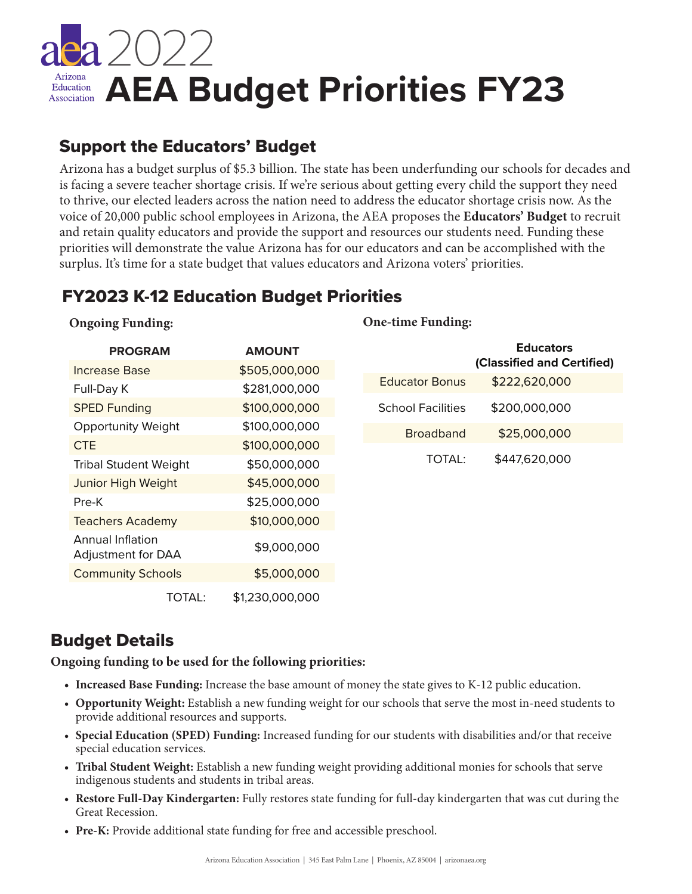# 2022 AEA Budget Priorities FY23

Arizona Education Association

## Support the Educators' Budget

Arizona has a budget surplus of $5.3 billion. The state has been underfunding our schools for decades and is facing a severe teacher shortage crisis. If we're serious about getting every child the support they need to thrive, our elected leaders across the nation need to address the educator shortage crisis now. As the voice of 20,000 public school employees in Arizona, the AEA proposes the **Educators' Budget** to recruit and retain quality educators and provide the support and resources our students need. Funding these priorities will demonstrate the value Arizona has for our educators and can be accomplished with the surplus. It's time for a state budget that values educators and Arizona voters' priorities.

## FY2023 K-12 Education Budget Priorities

**Ongoing Funding:**

| PROGRAM | AMOUNT |
|---|---|
| Increase Base | $505,000,000 |
| Full-Day K | $281,000,000 |
| SPED Funding | $100,000,000 |
| Opportunity Weight | $100,000,000 |
| CTE | $100,000,000 |
| Tribal Student Weight | $50,000,000 |
| Junior High Weight | $45,000,000 |
| Pre-K | $25,000,000 |
| Teachers Academy | $10,000,000 |
| Annual Inflation Adjustment for DAA | $9,000,000 |
| Community Schools | $5,000,000 |
| TOTAL: | $1,230,000,000 |

**One-time Funding:**

| | Educators (Classified and Certified) |
|---|---|
| Educator Bonus | $222,620,000 |
| School Facilities | $200,000,000 |
| Broadband | $25,000,000 |
| TOTAL: | $447,620,000 |

## Budget Details

**Ongoing funding to be used for the following priorities:**

- **Increased Base Funding:** Increase the base amount of money the state gives to K-12 public education.
- **Opportunity Weight:** Establish a new funding weight for our schools that serve the most in-need students to provide additional resources and supports.
- **Special Education (SPED) Funding:** Increased funding for our students with disabilities and/or that receive special education services.
- **Tribal Student Weight:** Establish a new funding weight providing additional monies for schools that serve indigenous students and students in tribal areas.
- **Restore Full-Day Kindergarten:** Fully restores state funding for full-day kindergarten that was cut during the Great Recession.
- **Pre-K:** Provide additional state funding for free and accessible preschool.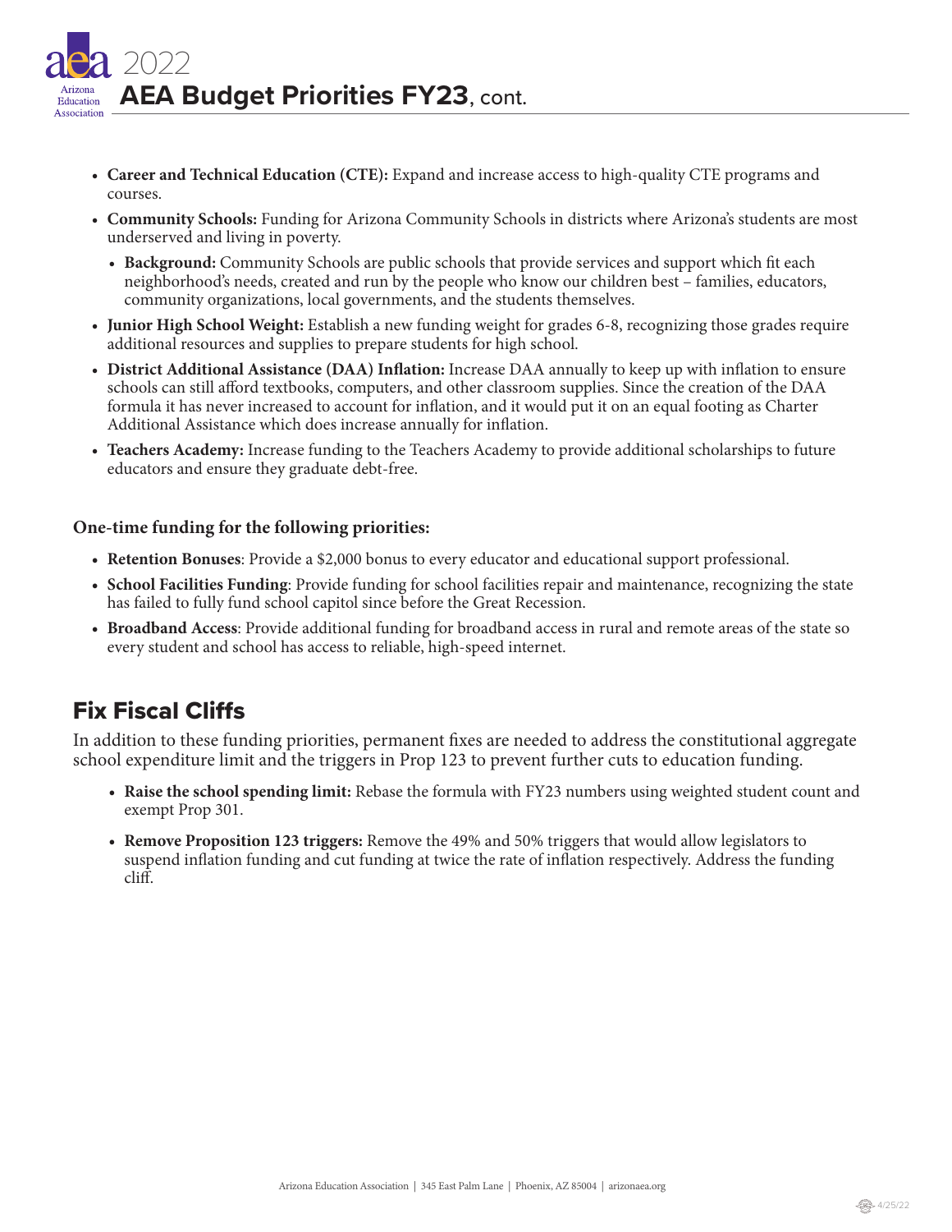- **Career and Technical Education (CTE):** Expand and increase access to high-quality CTE programs and courses.
- **Community Schools:** Funding for Arizona Community Schools in districts where Arizona's students are most underserved and living in poverty.
  - **Background:** Community Schools are public schools that provide services and support which fit each neighborhood's needs, created and run by the people who know our children best – families, educators, community organizations, local governments, and the students themselves.
- **Junior High School Weight:** Establish a new funding weight for grades 6-8, recognizing those grades require additional resources and supplies to prepare students for high school.
- **District Additional Assistance (DAA) Inflation:** Increase DAA annually to keep up with inflation to ensure schools can still afford textbooks, computers, and other classroom supplies. Since the creation of the DAA formula it has never increased to account for inflation, and it would put it on an equal footing as Charter Additional Assistance which does increase annually for inflation.
- **Teachers Academy:** Increase funding to the Teachers Academy to provide additional scholarships to future educators and ensure they graduate debt-free.

**One-time funding for the following priorities:**

- **Retention Bonuses**: Provide a $2,000 bonus to every educator and educational support professional.
- **School Facilities Funding**: Provide funding for school facilities repair and maintenance, recognizing the state has failed to fully fund school capitol since before the Great Recession.
- **Broadband Access**: Provide additional funding for broadband access in rural and remote areas of the state so every student and school has access to reliable, high-speed internet.

## Fix Fiscal Cliffs

In addition to these funding priorities, permanent fixes are needed to address the constitutional aggregate school expenditure limit and the triggers in Prop 123 to prevent further cuts to education funding.

- **Raise the school spending limit:** Rebase the formula with FY23 numbers using weighted student count and exempt Prop 301.
- **Remove Proposition 123 triggers:** Remove the 49% and 50% triggers that would allow legislators to suspend inflation funding and cut funding at twice the rate of inflation respectively. Address the funding cliff.